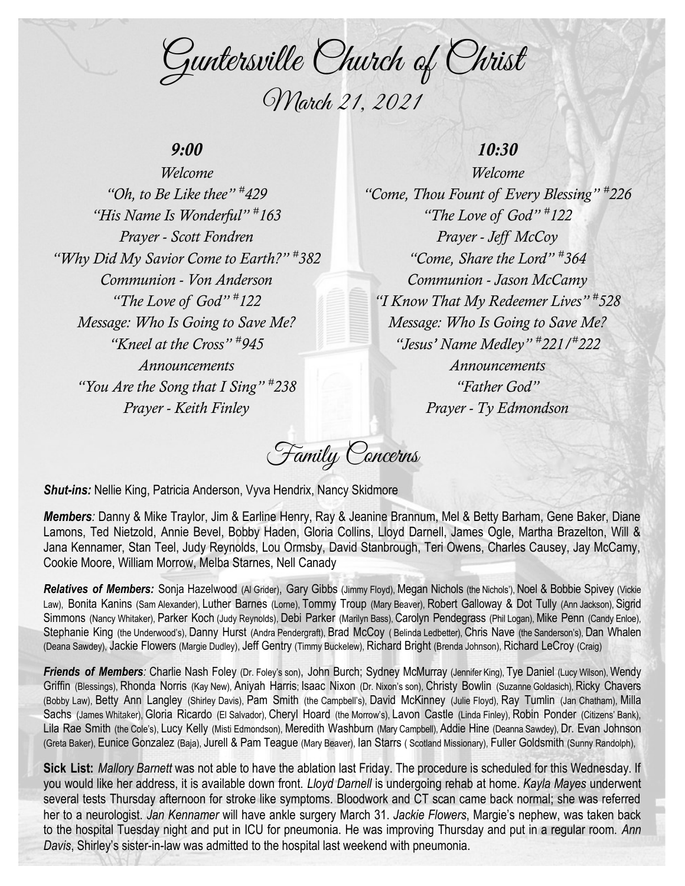# Guntersville Church of Christ

## March 21, 2021

### 9:00

*Welcome*
*"Oh, to Be Like thee" #429*
*"His Name Is Wonderful" #163*
*Prayer - Scott Fondren*
*"Why Did My Savior Come to Earth?" #382*
*Communion - Von Anderson*
*"The Love of God" #122*
*Message: Who Is Going to Save Me?*
*"Kneel at the Cross" #945*
*Announcements*
*"You Are the Song that I Sing" #238*
*Prayer - Keith Finley*

### 10:30

*Welcome*
*"Come, Thou Fount of Every Blessing" #226*
*"The Love of God" #122*
*Prayer - Jeff McCoy*
*"Come, Share the Lord" #364*
*Communion - Jason McCamy*
*"I Know That My Redeemer Lives" #528*
*Message: Who Is Going to Save Me?*
*"Jesus' Name Medley" #221/#222*
*Announcements*
*"Father God"*
*Prayer - Ty Edmondson*

## Family Concerns

***Shut-ins:*** Nellie King, Patricia Anderson, Vyva Hendrix, Nancy Skidmore

***Members**:* Danny & Mike Traylor, Jim & Earline Henry, Ray & Jeanine Brannum, Mel & Betty Barham, Gene Baker, Diane Lamons, Ted Nietzold, Annie Bevel, Bobby Haden, Gloria Collins, Lloyd Darnell, James Ogle, Martha Brazelton, Will & Jana Kennamer, Stan Teel, Judy Reynolds, Lou Ormsby, David Stanbrough, Teri Owens, Charles Causey, Jay McCamy, Cookie Moore, William Morrow, Melba Starnes, Nell Canady

***Relatives of Members:*** Sonja Hazelwood (Al Grider), Gary Gibbs (Jimmy Floyd), Megan Nichols (the Nichols'), Noel & Bobbie Spivey (Vickie Law), Bonita Kanins (Sam Alexander), Luther Barnes (Lorne), Tommy Troup (Mary Beaver), Robert Galloway & Dot Tully (Ann Jackson), Sigrid Simmons (Nancy Whitaker), Parker Koch (Judy Reynolds), Debi Parker (Marilyn Bass), Carolyn Pendegrass (Phil Logan), Mike Penn (Candy Enloe), Stephanie King (the Underwood's), Danny Hurst (Andra Pendergraft), Brad McCoy ( Belinda Ledbetter), Chris Nave (the Sanderson's), Dan Whalen (Deana Sawdey), Jackie Flowers (Margie Dudley), Jeff Gentry (Timmy Buckelew), Richard Bright (Brenda Johnson), Richard LeCroy (Craig)

***Friends of Members**:* Charlie Nash Foley (Dr. Foley's son), John Burch; Sydney McMurray (Jennifer King), Tye Daniel (Lucy Wilson), Wendy Griffin (Blessings), Rhonda Norris (Kay New), Aniyah Harris; Isaac Nixon (Dr. Nixon's son), Christy Bowlin (Suzanne Goldasich), Ricky Chavers (Bobby Law), Betty Ann Langley (Shirley Davis), Pam Smith (the Campbell's), David McKinney (Julie Floyd), Ray Tumlin (Jan Chatham), Milla Sachs (James Whitaker), Gloria Ricardo (El Salvador), Cheryl Hoard (the Morrow's), Lavon Castle (Linda Finley), Robin Ponder (Citizens' Bank), Lila Rae Smith (the Cole's), Lucy Kelly (Misti Edmondson), Meredith Washburn (Mary Campbell), Addie Hine (Deanna Sawdey), Dr. Evan Johnson (Greta Baker), Eunice Gonzalez (Baja), Jurell & Pam Teague (Mary Beaver), Ian Starrs ( Scotland Missionary), Fuller Goldsmith (Sunny Randolph),

**Sick List:** *Mallory Barnett* was not able to have the ablation last Friday. The procedure is scheduled for this Wednesday. If you would like her address, it is available down front. *Lloyd Darnell* is undergoing rehab at home. *Kayla Mayes* underwent several tests Thursday afternoon for stroke like symptoms. Bloodwork and CT scan came back normal; she was referred her to a neurologist. *Jan Kennamer* will have ankle surgery March 31. *Jackie Flowers*, Margie's nephew, was taken back to the hospital Tuesday night and put in ICU for pneumonia. He was improving Thursday and put in a regular room. *Ann Davis*, Shirley's sister-in-law was admitted to the hospital last weekend with pneumonia.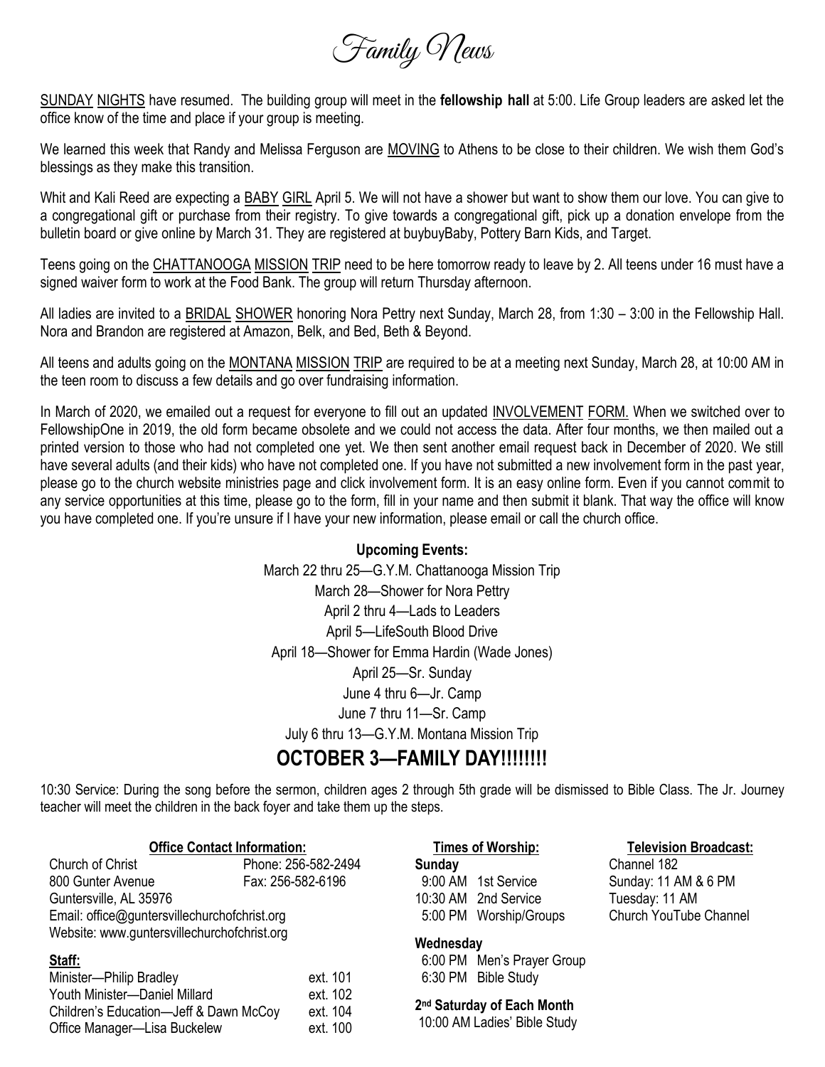# Family News

SUNDAY NIGHTS have resumed. The building group will meet in the **fellowship hall** at 5:00. Life Group leaders are asked let the office know of the time and place if your group is meeting.

We learned this week that Randy and Melissa Ferguson are MOVING to Athens to be close to their children. We wish them God's blessings as they make this transition.

Whit and Kali Reed are expecting a BABY GIRL April 5. We will not have a shower but want to show them our love. You can give to a congregational gift or purchase from their registry. To give towards a congregational gift, pick up a donation envelope from the bulletin board or give online by March 31. They are registered at buybuyBaby, Pottery Barn Kids, and Target.

Teens going on the CHATTANOOGA MISSION TRIP need to be here tomorrow ready to leave by 2. All teens under 16 must have a signed waiver form to work at the Food Bank. The group will return Thursday afternoon.

All ladies are invited to a BRIDAL SHOWER honoring Nora Pettry next Sunday, March 28, from 1:30 – 3:00 in the Fellowship Hall. Nora and Brandon are registered at Amazon, Belk, and Bed, Beth & Beyond.

All teens and adults going on the MONTANA MISSION TRIP are required to be at a meeting next Sunday, March 28, at 10:00 AM in the teen room to discuss a few details and go over fundraising information.

In March of 2020, we emailed out a request for everyone to fill out an updated INVOLVEMENT FORM. When we switched over to FellowshipOne in 2019, the old form became obsolete and we could not access the data. After four months, we then mailed out a printed version to those who had not completed one yet. We then sent another email request back in December of 2020. We still have several adults (and their kids) who have not completed one. If you have not submitted a new involvement form in the past year, please go to the church website ministries page and click involvement form. It is an easy online form. Even if you cannot commit to any service opportunities at this time, please go to the form, fill in your name and then submit it blank. That way the office will know you have completed one. If you're unsure if I have your new information, please email or call the church office.

**Upcoming Events:**

March 22 thru 25—G.Y.M. Chattanooga Mission Trip
March 28—Shower for Nora Pettry
April 2 thru 4—Lads to Leaders
April 5—LifeSouth Blood Drive
April 18—Shower for Emma Hardin (Wade Jones)
April 25—Sr. Sunday
June 4 thru 6—Jr. Camp
June 7 thru 11—Sr. Camp
July 6 thru 13—G.Y.M. Montana Mission Trip

## OCTOBER 3—FAMILY DAY!!!!!!!!

10:30 Service: During the song before the sermon, children ages 2 through 5th grade will be dismissed to Bible Class. The Jr. Journey teacher will meet the children in the back foyer and take them up the steps.

**Office Contact Information:**

Church of Christ — Phone: 256-582-2494
800 Gunter Avenue — Fax: 256-582-6196
Guntersville, AL 35976
Email: office@guntersvillechurchofchrist.org
Website: www.guntersvillechurchofchrist.org

**Staff:**

| | |
|---|---|
| Minister—Philip Bradley | ext. 101 |
| Youth Minister—Daniel Millard | ext. 102 |
| Children's Education—Jeff & Dawn McCoy | ext. 104 |
| Office Manager—Lisa Buckelew | ext. 100 |

**Times of Worship:**

**Sunday**
9:00 AM 1st Service
10:30 AM 2nd Service
5:00 PM Worship/Groups

**Wednesday**
6:00 PM Men's Prayer Group
6:30 PM Bible Study

**2nd Saturday of Each Month**
10:00 AM Ladies' Bible Study

**Television Broadcast:**

Channel 182
Sunday: 11 AM & 6 PM
Tuesday: 11 AM
Church YouTube Channel